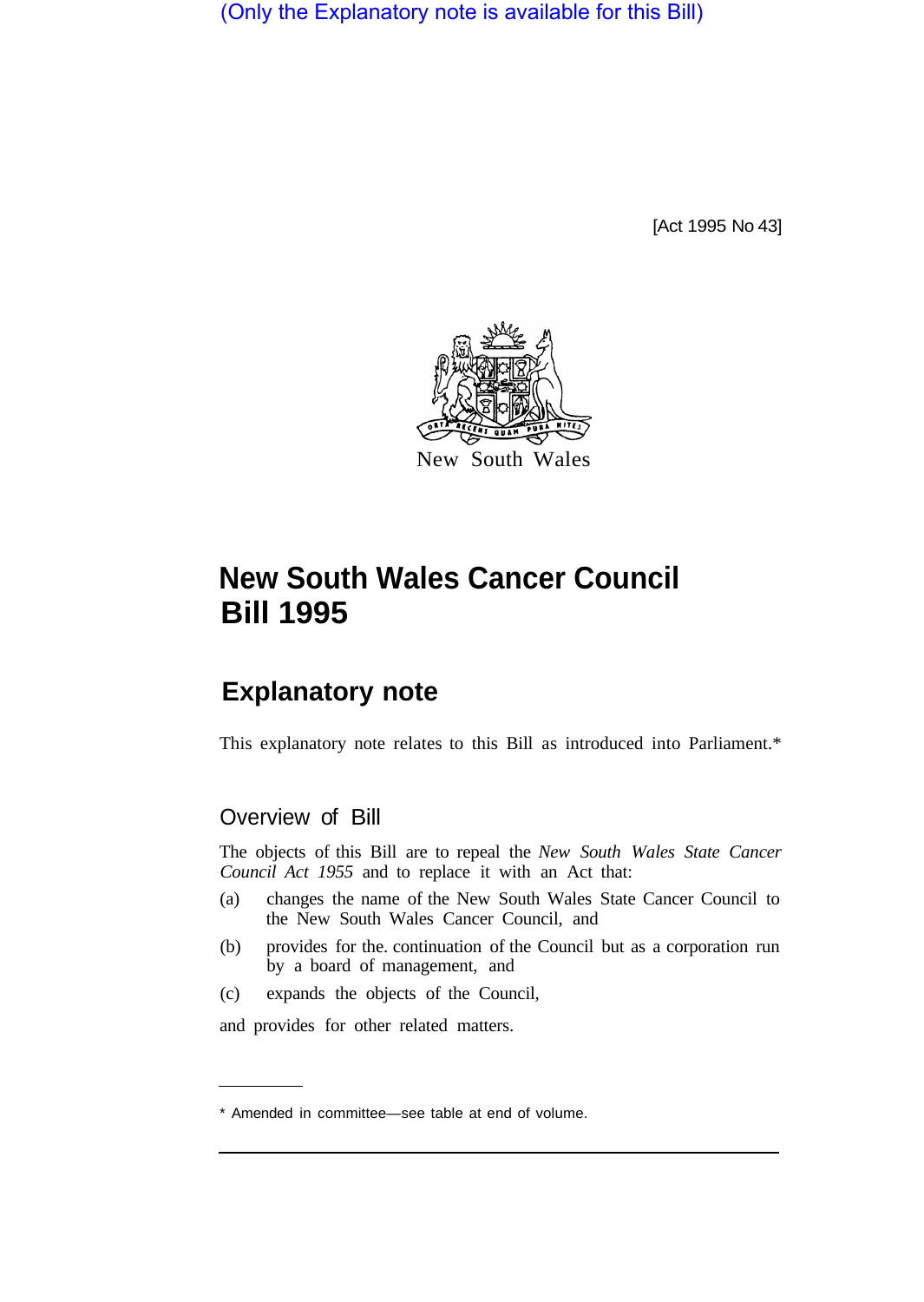(Only the Explanatory note is available for this Bill)

[Act 1995 No 43]

New South Wales

# New South Wales Cancer Council Bill 1995

## Explanatory note

This explanatory note relates to this Bill as introduced into Parliament.*

### Overview of Bill

The objects of this Bill are to repeal the *New South Wales State Cancer Council Act 1955* and to replace it with an Act that:

(a) changes the name of the New South Wales State Cancer Council to the New South Wales Cancer Council, and

(b) provides for the continuation of the Council but as a corporation run by a board of management, and

(c) expands the objects of the Council,

and provides for other related matters.

* Amended in committee—see table at end of volume.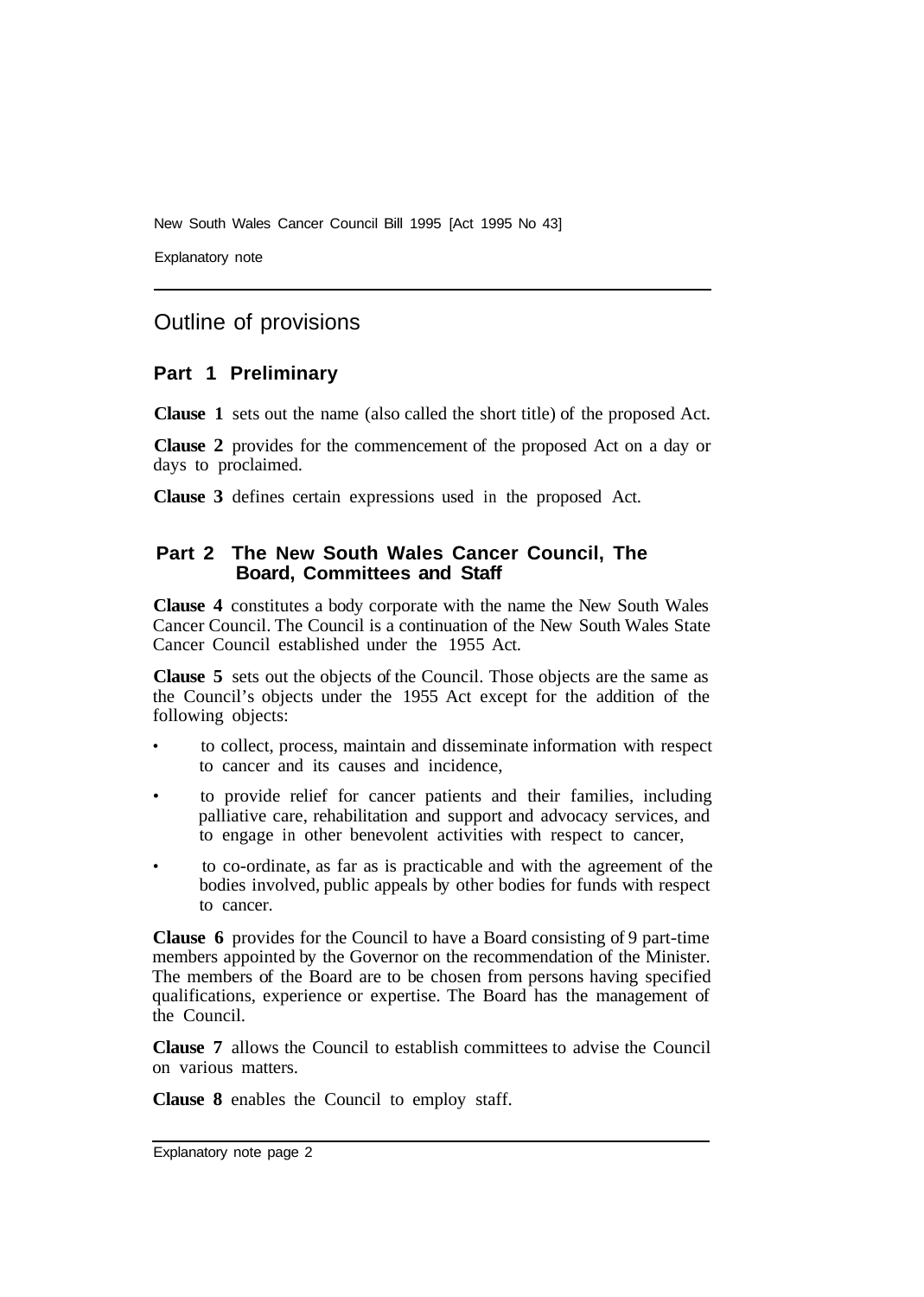## Outline of provisions

### Part 1 Preliminary

**Clause 1** sets out the name (also called the short title) of the proposed Act.

**Clause 2** provides for the commencement of the proposed Act on a day or days to proclaimed.

**Clause 3** defines certain expressions used in the proposed Act.

### Part 2 The New South Wales Cancer Council, The Board, Committees and Staff

**Clause 4** constitutes a body corporate with the name the New South Wales Cancer Council. The Council is a continuation of the New South Wales State Cancer Council established under the 1955 Act.

**Clause 5** sets out the objects of the Council. Those objects are the same as the Council's objects under the 1955 Act except for the addition of the following objects:

- to collect, process, maintain and disseminate information with respect to cancer and its causes and incidence,
- to provide relief for cancer patients and their families, including palliative care, rehabilitation and support and advocacy services, and to engage in other benevolent activities with respect to cancer,
- to co-ordinate, as far as is practicable and with the agreement of the bodies involved, public appeals by other bodies for funds with respect to cancer.

**Clause 6** provides for the Council to have a Board consisting of 9 part-time members appointed by the Governor on the recommendation of the Minister. The members of the Board are to be chosen from persons having specified qualifications, experience or expertise. The Board has the management of the Council.

**Clause 7** allows the Council to establish committees to advise the Council on various matters.

**Clause 8** enables the Council to employ staff.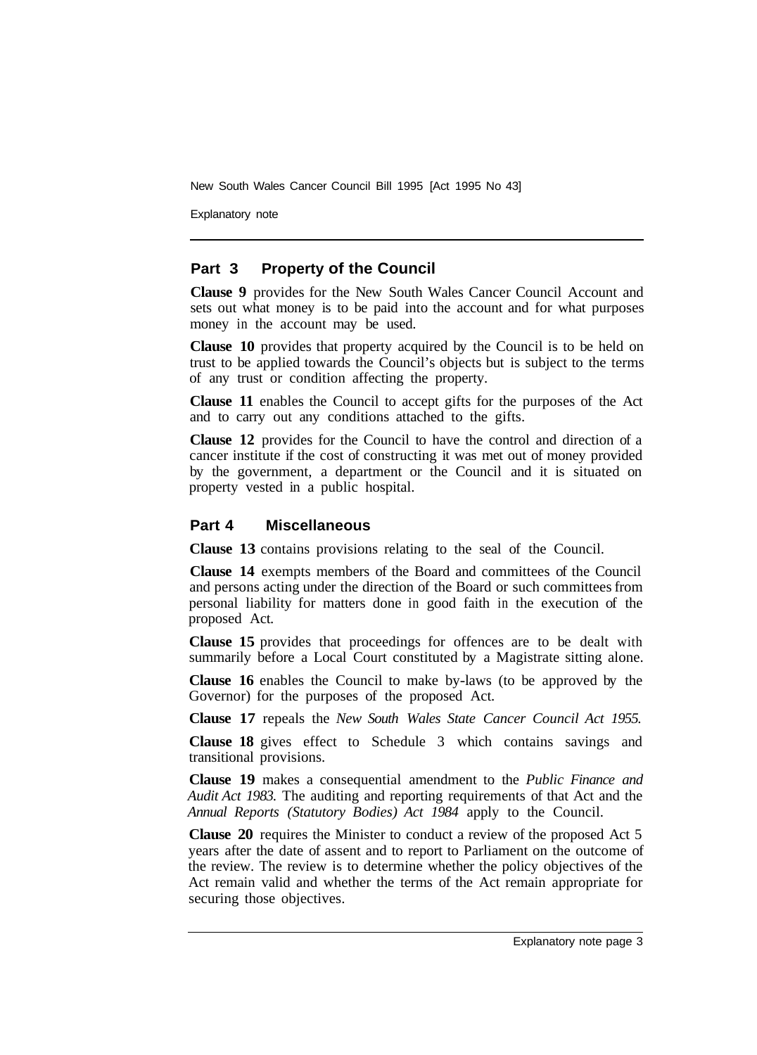## Part 3 Property of the Council

**Clause 9** provides for the New South Wales Cancer Council Account and sets out what money is to be paid into the account and for what purposes money in the account may be used.

**Clause 10** provides that property acquired by the Council is to be held on trust to be applied towards the Council's objects but is subject to the terms of any trust or condition affecting the property.

**Clause 11** enables the Council to accept gifts for the purposes of the Act and to carry out any conditions attached to the gifts.

**Clause 12** provides for the Council to have the control and direction of a cancer institute if the cost of constructing it was met out of money provided by the government, a department or the Council and it is situated on property vested in a public hospital.

## Part 4 Miscellaneous

**Clause 13** contains provisions relating to the seal of the Council.

**Clause 14** exempts members of the Board and committees of the Council and persons acting under the direction of the Board or such committees from personal liability for matters done in good faith in the execution of the proposed Act.

**Clause 15** provides that proceedings for offences are to be dealt with summarily before a Local Court constituted by a Magistrate sitting alone.

**Clause 16** enables the Council to make by-laws (to be approved by the Governor) for the purposes of the proposed Act.

**Clause 17** repeals the *New South Wales State Cancer Council Act 1955.*

**Clause 18** gives effect to Schedule 3 which contains savings and transitional provisions.

**Clause 19** makes a consequential amendment to the *Public Finance and Audit Act 1983.* The auditing and reporting requirements of that Act and the *Annual Reports (Statutory Bodies) Act 1984* apply to the Council.

**Clause 20** requires the Minister to conduct a review of the proposed Act 5 years after the date of assent and to report to Parliament on the outcome of the review. The review is to determine whether the policy objectives of the Act remain valid and whether the terms of the Act remain appropriate for securing those objectives.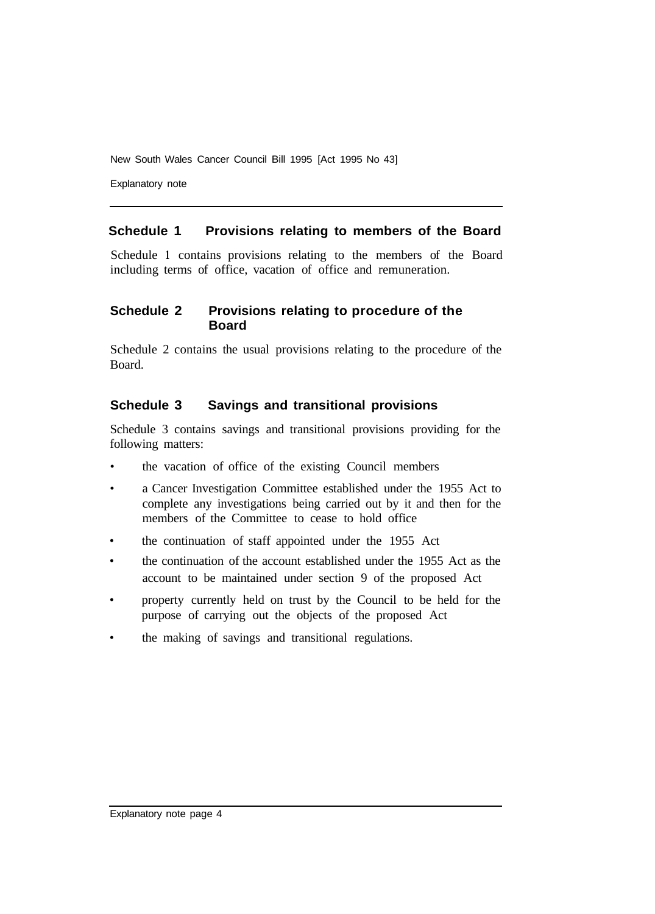## Schedule 1 Provisions relating to members of the Board

Schedule 1 contains provisions relating to the members of the Board including terms of office, vacation of office and remuneration.

## Schedule 2 Provisions relating to procedure of the Board

Schedule 2 contains the usual provisions relating to the procedure of the Board.

## Schedule 3 Savings and transitional provisions

Schedule 3 contains savings and transitional provisions providing for the following matters:

- the vacation of office of the existing Council members
- a Cancer Investigation Committee established under the 1955 Act to complete any investigations being carried out by it and then for the members of the Committee to cease to hold office
- the continuation of staff appointed under the 1955 Act
- the continuation of the account established under the 1955 Act as the account to be maintained under section 9 of the proposed Act
- property currently held on trust by the Council to be held for the purpose of carrying out the objects of the proposed Act
- the making of savings and transitional regulations.